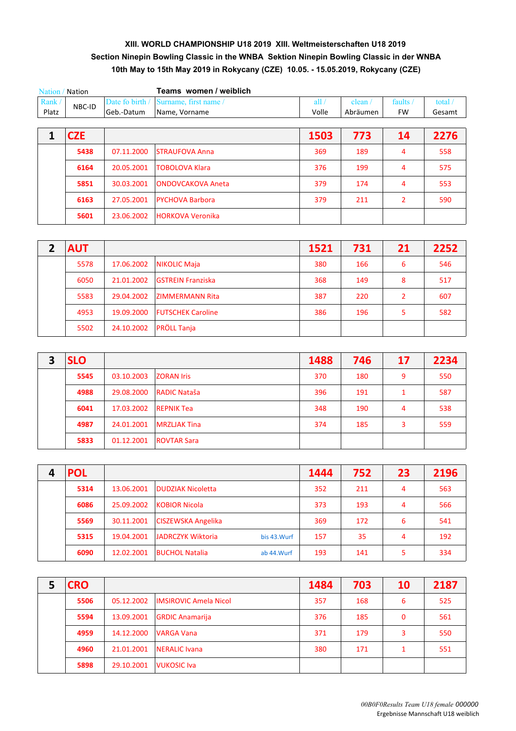**XIII. WORLD CHAMPIONSHIP U18 2019 XIII. Weltmeisterschaften U18 2019**

**Section Ninepin Bowling Classic in the WNBA Sektion Ninepin Bowling Classic in der WNBA**

**10th May to 15th May 2019 in Rokycany (CZE) 10.05. - 15.05.2019, Rokycany (CZE)**

Nation / Nation **Teams women / weiblich**

| Rank / Platz | NBC-ID | Date fo birth / Geb.-Datum | Surname, first name / Name, Vorname | | all / Volle | clean / Abräumen | faults / FW | total / Gesamt |
|---|---|---|---|---|---|---|---|---|
| **1** | **CZE** | | | | **1503** | **773** | **14** | **2276** |
| | **5438** | 07.11.2000 | STRAUFOVA Anna | | 369 | 189 | 4 | 558 |
| | **6164** | 20.05.2001 | TOBOLOVA Klara | | 376 | 199 | 4 | 575 |
| | **5851** | 30.03.2001 | ONDOVCAKOVA Aneta | | 379 | 174 | 4 | 553 |
| | **6163** | 27.05.2001 | PYCHOVA Barbora | | 379 | 211 | 2 | 590 |
| | **5601** | 23.06.2002 | HORKOVA Veronika | | | | | |
| **2** | **AUT** | | | | **1521** | **731** | **21** | **2252** |
| | 5578 | 17.06.2002 | NIKOLIC Maja | | 380 | 166 | 6 | 546 |
| | 6050 | 21.01.2002 | GSTREIN Franziska | | 368 | 149 | 8 | 517 |
| | 5583 | 29.04.2002 | ZIMMERMANN Rita | | 387 | 220 | 2 | 607 |
| | 4953 | 19.09.2000 | FUTSCHEK Caroline | | 386 | 196 | 5 | 582 |
| | 5502 | 24.10.2002 | PRÖLL Tanja | | | | | |
| **3** | **SLO** | | | | **1488** | **746** | **17** | **2234** |
| | **5545** | 03.10.2003 | ZORAN Iris | | 370 | 180 | 9 | 550 |
| | **4988** | 29.08.2000 | RADIC Nataša | | 396 | 191 | 1 | 587 |
| | **6041** | 17.03.2002 | REPNIK Tea | | 348 | 190 | 4 | 538 |
| | **4987** | 24.01.2001 | MRZLJAK Tina | | 374 | 185 | 3 | 559 |
| | **5833** | 01.12.2001 | ROVTAR Sara | | | | | |
| **4** | **POL** | | | | **1444** | **752** | **23** | **2196** |
| | **5314** | 13.06.2001 | DUDZIAK Nicoletta | | 352 | 211 | 4 | 563 |
| | **6086** | 25.09.2002 | KOBIOR Nicola | | 373 | 193 | 4 | 566 |
| | **5569** | 30.11.2001 | CISZEWSKA Angelika | | 369 | 172 | 6 | 541 |
| | **5315** | 19.04.2001 | JADRCZYK Wiktoria | bis 43.Wurf | 157 | 35 | 4 | 192 |
| | **6090** | 12.02.2001 | BUCHOL Natalia | ab 44.Wurf | 193 | 141 | 5 | 334 |
| **5** | **CRO** | | | | **1484** | **703** | **10** | **2187** |
| | **5506** | 05.12.2002 | IMSIROVIC Amela Nicol | | 357 | 168 | 6 | 525 |
| | **5594** | 13.09.2001 | GRDIC Anamarija | | 376 | 185 | 0 | 561 |
| | **4959** | 14.12.2000 | VARGA Vana | | 371 | 179 | 3 | 550 |
| | **4960** | 21.01.2001 | NERALIC Ivana | | 380 | 171 | 1 | 551 |
| | **5898** | 29.10.2001 | VUKOSIC Iva | | | | | |

*00B0F0Results Team U18 female 000000*
Ergebnisse Mannschaft U18 weiblich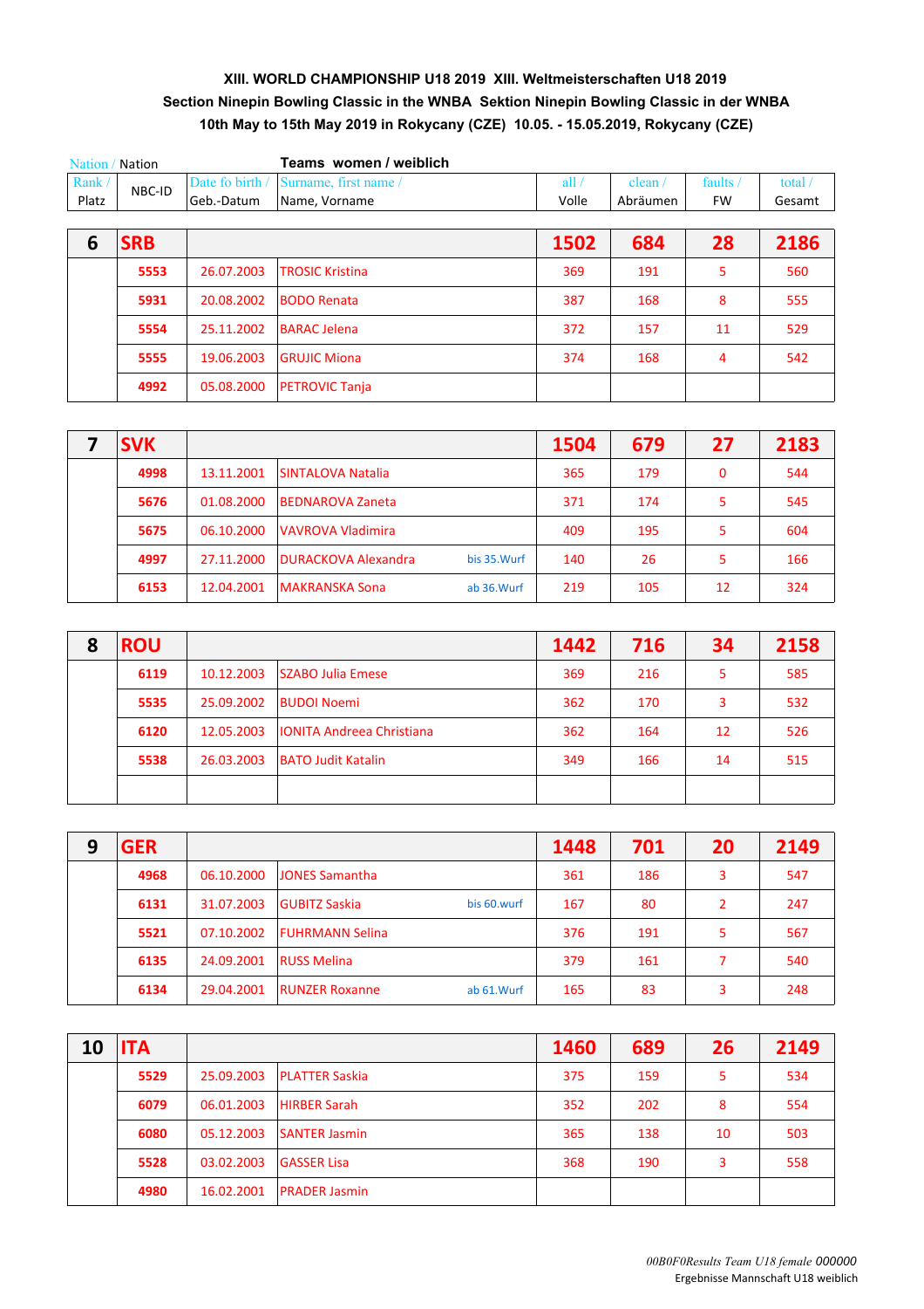**XIII. WORLD CHAMPIONSHIP U18 2019 XIII. Weltmeisterschaften U18 2019**
**Section Ninepin Bowling Classic in the WNBA Sektion Ninepin Bowling Classic in der WNBA**
**10th May to 15th May 2019 in Rokycany (CZE) 10.05. - 15.05.2019, Rokycany (CZE)**

Nation / Nation — **Teams women / weiblich**

| Rank / Platz | NBC-ID | Date fo birth / Geb.-Datum | Surname, first name / Name, Vorname | | all / Volle | clean / Abräumen | faults / FW | total / Gesamt |
|---|---|---|---|---|---|---|---|---|
| **6** | **SRB** | | | | **1502** | **684** | **28** | **2186** |
| | 5553 | 26.07.2003 | TROSIC Kristina | | 369 | 191 | 5 | 560 |
| | 5931 | 20.08.2002 | BODO Renata | | 387 | 168 | 8 | 555 |
| | 5554 | 25.11.2002 | BARAC Jelena | | 372 | 157 | 11 | 529 |
| | 5555 | 19.06.2003 | GRUJIC Miona | | 374 | 168 | 4 | 542 |
| | 4992 | 05.08.2000 | PETROVIC Tanja | | | | | |
| **7** | **SVK** | | | | **1504** | **679** | **27** | **2183** |
| | 4998 | 13.11.2001 | SINTALOVA Natalia | | 365 | 179 | 0 | 544 |
| | 5676 | 01.08.2000 | BEDNAROVA Zaneta | | 371 | 174 | 5 | 545 |
| | 5675 | 06.10.2000 | VAVROVA Vladimira | | 409 | 195 | 5 | 604 |
| | 4997 | 27.11.2000 | DURACKOVA Alexandra | bis 35.Wurf | 140 | 26 | 5 | 166 |
| | 6153 | 12.04.2001 | MAKRANSKA Sona | ab 36.Wurf | 219 | 105 | 12 | 324 |
| **8** | **ROU** | | | | **1442** | **716** | **34** | **2158** |
| | 6119 | 10.12.2003 | SZABO Julia Emese | | 369 | 216 | 5 | 585 |
| | 5535 | 25.09.2002 | BUDOI Noemi | | 362 | 170 | 3 | 532 |
| | 6120 | 12.05.2003 | IONITA Andreea Christiana | | 362 | 164 | 12 | 526 |
| | 5538 | 26.03.2003 | BATO Judit Katalin | | 349 | 166 | 14 | 515 |
| | | | | | | | | |
| **9** | **GER** | | | | **1448** | **701** | **20** | **2149** |
| | 4968 | 06.10.2000 | JONES Samantha | | 361 | 186 | 3 | 547 |
| | 6131 | 31.07.2003 | GUBITZ Saskia | bis 60.wurf | 167 | 80 | 2 | 247 |
| | 5521 | 07.10.2002 | FUHRMANN Selina | | 376 | 191 | 5 | 567 |
| | 6135 | 24.09.2001 | RUSS Melina | | 379 | 161 | 7 | 540 |
| | 6134 | 29.04.2001 | RUNZER Roxanne | ab 61.Wurf | 165 | 83 | 3 | 248 |
| **10** | **ITA** | | | | **1460** | **689** | **26** | **2149** |
| | 5529 | 25.09.2003 | PLATTER Saskia | | 375 | 159 | 5 | 534 |
| | 6079 | 06.01.2003 | HIRBER Sarah | | 352 | 202 | 8 | 554 |
| | 6080 | 05.12.2003 | SANTER Jasmin | | 365 | 138 | 10 | 503 |
| | 5528 | 03.02.2003 | GASSER Lisa | | 368 | 190 | 3 | 558 |
| | 4980 | 16.02.2001 | PRADER Jasmin | | | | | |

*00B0F0Results Team U18 female 000000*
Ergebnisse Mannschaft U18 weiblich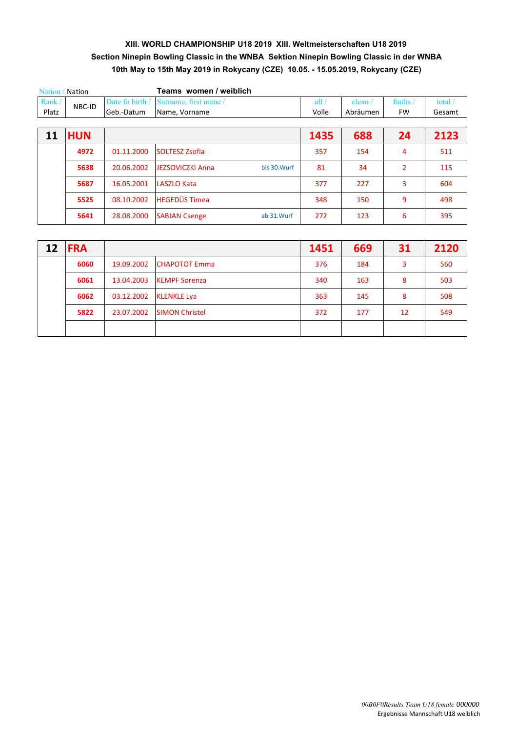**XIII. WORLD CHAMPIONSHIP U18 2019 XIII. Weltmeisterschaften U18 2019**
**Section Ninepin Bowling Classic in the WNBA Sektion Ninepin Bowling Classic in der WNBA**
**10th May to 15th May 2019 in Rokycany (CZE) 10.05. - 15.05.2019, Rokycany (CZE)**

Nation / Nation **Teams women / weiblich**

| Rank / Platz | NBC-ID | Date fo birth / Geb.-Datum | Surname, first name / Name, Vorname | | all / Volle | clean / Abräumen | faults / FW | total / Gesamt |
|---|---|---|---|---|---|---|---|---|
| **11** | **HUN** | | | | **1435** | **688** | **24** | **2123** |
| | **4972** | 01.11.2000 | SOLTESZ Zsofia | | 357 | 154 | 4 | 511 |
| | **5638** | 20.06.2002 | JEZSOVICZKI Anna | bis 30.Wurf | 81 | 34 | 2 | 115 |
| | **5687** | 16.05.2001 | LASZLO Kata | | 377 | 227 | 3 | 604 |
| | **5525** | 08.10.2002 | HEGEDÜS Timea | | 348 | 150 | 9 | 498 |
| | **5641** | 28.08.2000 | SABJAN Csenge | ab 31.Wurf | 272 | 123 | 6 | 395 |
| **12** | **FRA** | | | | **1451** | **669** | **31** | **2120** |
| | **6060** | 19.09.2002 | CHAPOTOT Emma | | 376 | 184 | 3 | 560 |
| | **6061** | 13.04.2003 | KEMPF Sorenza | | 340 | 163 | 8 | 503 |
| | **6062** | 03.12.2002 | KLENKLE Lya | | 363 | 145 | 8 | 508 |
| | **5822** | 23.07.2002 | SIMON Christel | | 372 | 177 | 12 | 549 |
| | | | | | | | | |

*00B0F0Results Team U18 female 000000*
Ergebnisse Mannschaft U18 weiblich